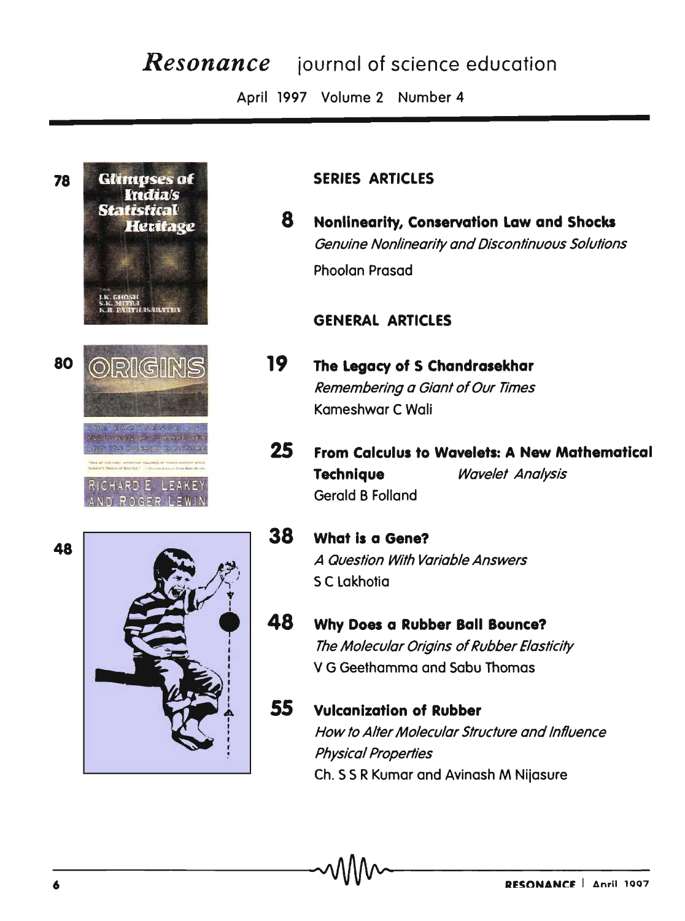# *Resonance* journal of science education

April 1997 Volume 2 Number 4

## SERIES ARTICLES

**8** **Nonlinearity, Conservation Law and Shocks**
*Genuine Nonlinearity and Discontinuous Solutions*
Phoolan Prasad

## GENERAL ARTICLES

**19** **The Legacy of S Chandrasekhar**
*Remembering a Giant of Our Times*
Kameshwar C Wali

**25** **From Calculus to Wavelets: A New Mathematical Technique** *Wavelet Analysis*
Gerald B Folland

**38** **What is a Gene?**
*A Question With Variable Answers*
S C Lakhotia

**48** **Why Does a Rubber Ball Bounce?**
*The Molecular Origins of Rubber Elasticity*
V G Geethamma and Sabu Thomas

**55** **Vulcanization of Rubber**
*How to Alter Molecular Structure and Influence Physical Properties*
Ch. S S R Kumar and Avinash M Nijasure

78

80

48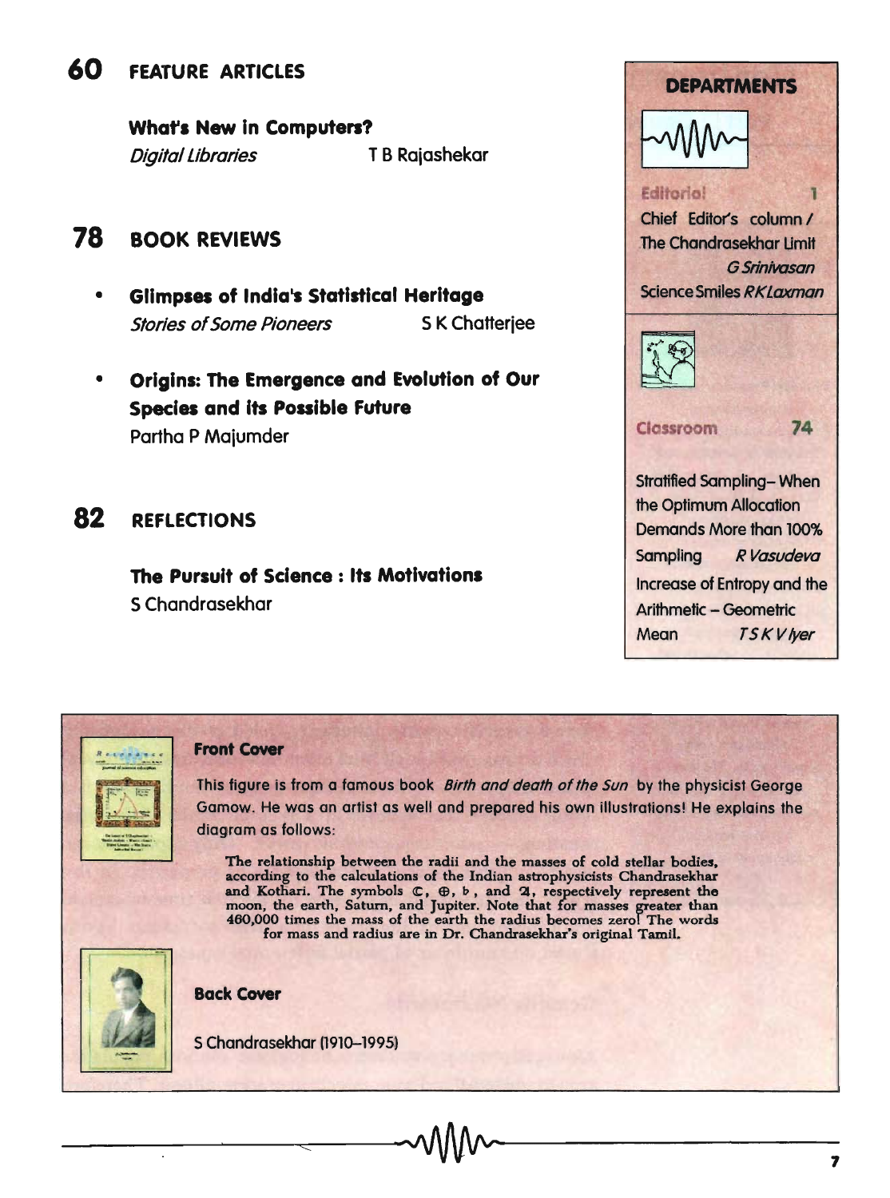## 60 FEATURE ARTICLES

**What's New in Computers?**
*Digital Libraries* — T B Rajashekar

## 78 BOOK REVIEWS

- **Glimpses of India's Statistical Heritage**
  *Stories of Some Pioneers* — S K Chatterjee
- **Origins: The Emergence and Evolution of Our Species and its Possible Future**
  Partha P Majumder

## 82 REFLECTIONS

**The Pursuit of Science : Its Motivations**
S Chandrasekhar

## DEPARTMENTS

**Editorial** 1

Chief Editor's column / The Chandrasekhar Limit — *G Srinivasan*

Science Smiles — *R K Laxman*

**Classroom** 74

Stratified Sampling – When the Optimum Allocation Demands More than 100% Sampling — *R Vasudeva*

Increase of Entropy and the Arithmetic – Geometric Mean — *T S K V Iyer*

**Front Cover**

This figure is from a famous book *Birth and death of the Sun* by the physicist George Gamow. He was an artist as well and prepared his own illustrations! He explains the diagram as follows:

> The relationship between the radii and the masses of cold stellar bodies, according to the calculations of the Indian astrophysicists Chandrasekhar and Kothari. The symbols ☾, ⊕, ♄, and ♃, respectively represent the moon, the earth, Saturn, and Jupiter. Note that for masses greater than 460,000 times the mass of the earth the radius becomes zero! The words for mass and radius are in Dr. Chandrasekhar's original Tamil.

**Back Cover**

S Chandrasekhar (1910–1995)